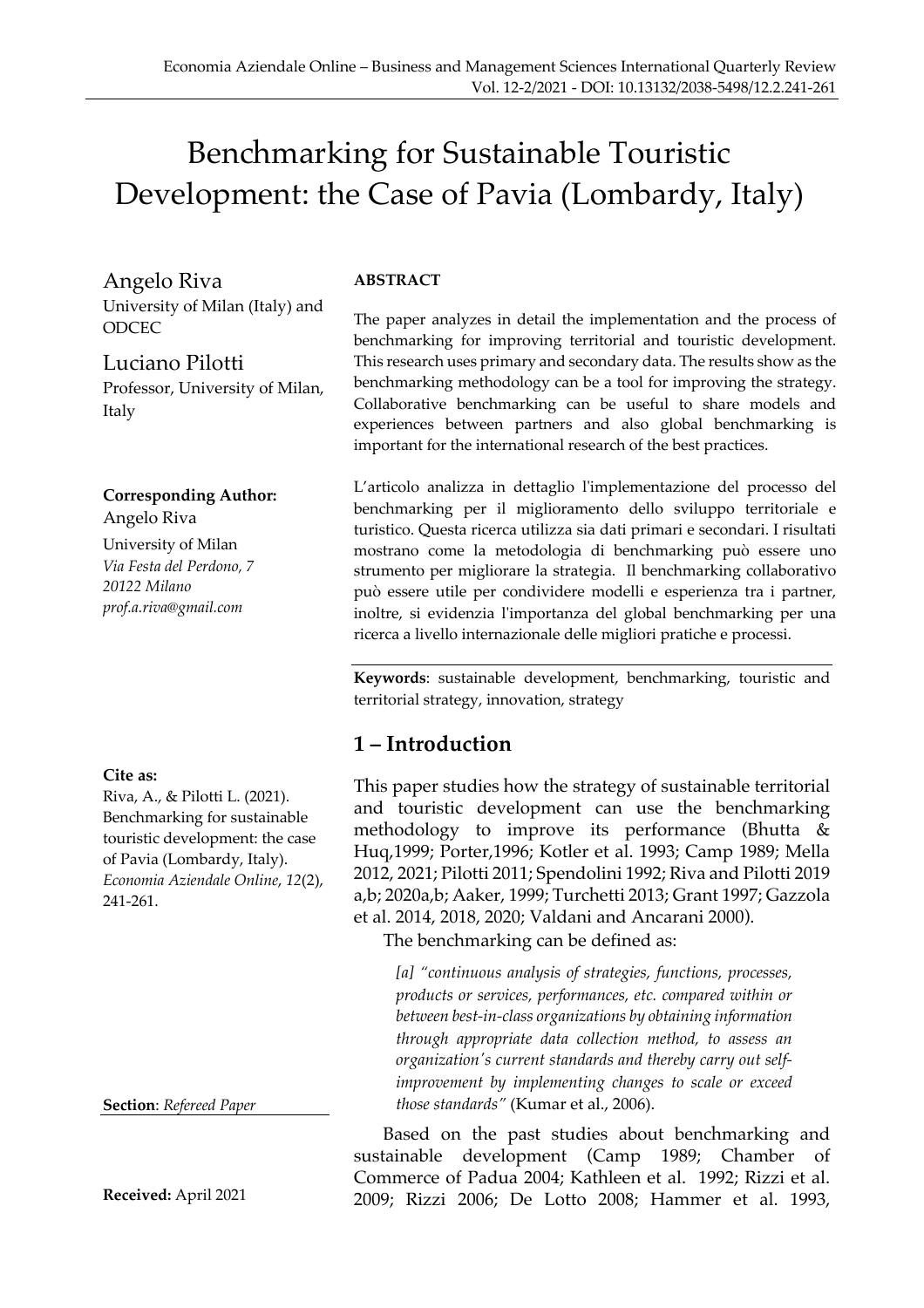# Benchmarking for Sustainable Touristic Development: the Case of Pavia (Lombardy, Italy)

Angelo Riva
University of Milan (Italy) and ODCEC

Luciano Pilotti
Professor, University of Milan, Italy

**Corresponding Author:**
Angelo Riva
University of Milan
*Via Festa del Perdono, 7*
*20122 Milano*
*prof.a.riva@gmail.com*

**Cite as:**
Riva, A., & Pilotti L. (2021). Benchmarking for sustainable touristic development: the case of Pavia (Lombardy, Italy). *Economia Aziendale Online*, *12*(2), 241-261.

**Section**: *Refereed Paper*

**Received:** April 2021

**ABSTRACT**

The paper analyzes in detail the implementation and the process of benchmarking for improving territorial and touristic development. This research uses primary and secondary data. The results show as the benchmarking methodology can be a tool for improving the strategy. Collaborative benchmarking can be useful to share models and experiences between partners and also global benchmarking is important for the international research of the best practices.

L'articolo analizza in dettaglio l'implementazione del processo del benchmarking per il miglioramento dello sviluppo territoriale e turistico. Questa ricerca utilizza sia dati primari e secondari. I risultati mostrano come la metodologia di benchmarking può essere uno strumento per migliorare la strategia. Il benchmarking collaborativo può essere utile per condividere modelli e esperienza tra i partner, inoltre, si evidenzia l'importanza del global benchmarking per una ricerca a livello internazionale delle migliori pratiche e processi.

**Keywords**: sustainable development, benchmarking, touristic and territorial strategy, innovation, strategy

## 1 – Introduction

This paper studies how the strategy of sustainable territorial and touristic development can use the benchmarking methodology to improve its performance (Bhutta & Huq,1999; Porter,1996; Kotler et al. 1993; Camp 1989; Mella 2012, 2021; Pilotti 2011; Spendolini 1992; Riva and Pilotti 2019 a,b; 2020a,b; Aaker, 1999; Turchetti 2013; Grant 1997; Gazzola et al. 2014, 2018, 2020; Valdani and Ancarani 2000).

The benchmarking can be defined as:

> *[a] "continuous analysis of strategies, functions, processes, products or services, performances, etc. compared within or between best-in-class organizations by obtaining information through appropriate data collection method, to assess an organization's current standards and thereby carry out self-improvement by implementing changes to scale or exceed those standards"* (Kumar et al., 2006).

Based on the past studies about benchmarking and sustainable development (Camp 1989; Chamber of Commerce of Padua 2004; Kathleen et al. 1992; Rizzi et al. 2009; Rizzi 2006; De Lotto 2008; Hammer et al. 1993,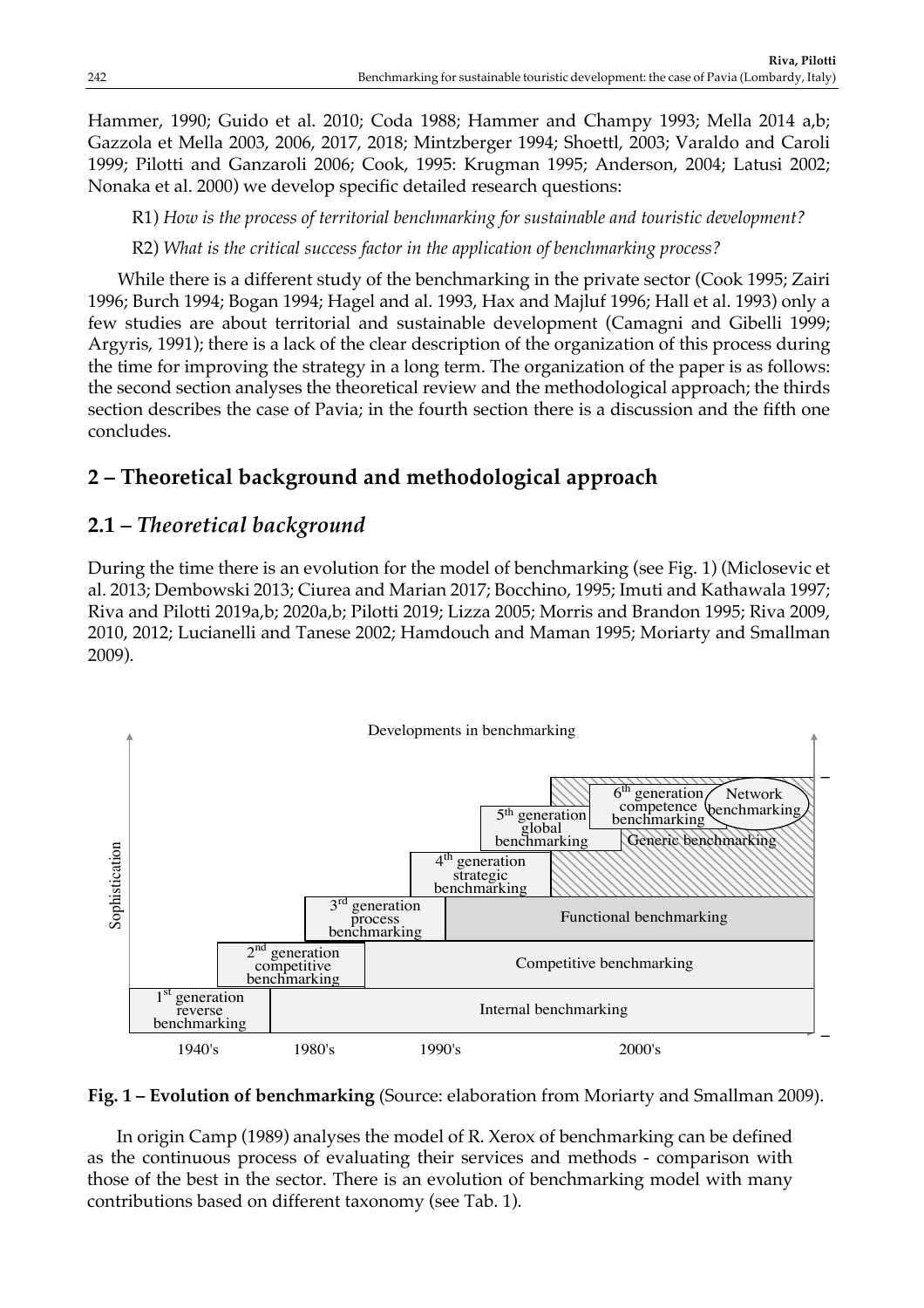Hammer, 1990; Guido et al. 2010; Coda 1988; Hammer and Champy 1993; Mella 2014 a,b; Gazzola et Mella 2003, 2006, 2017, 2018; Mintzberger 1994; Shoettl, 2003; Varaldo and Caroli 1999; Pilotti and Ganzaroli 2006; Cook, 1995: Krugman 1995; Anderson, 2004; Latusi 2002; Nonaka et al. 2000) we develop specific detailed research questions:

R1) *How is the process of territorial benchmarking for sustainable and touristic development?*

R2) *What is the critical success factor in the application of benchmarking process?*

While there is a different study of the benchmarking in the private sector (Cook 1995; Zairi 1996; Burch 1994; Bogan 1994; Hagel and al. 1993, Hax and Majluf 1996; Hall et al. 1993) only a few studies are about territorial and sustainable development (Camagni and Gibelli 1999; Argyris, 1991); there is a lack of the clear description of the organization of this process during the time for improving the strategy in a long term. The organization of the paper is as follows: the second section analyses the theoretical review and the methodological approach; the thirds section describes the case of Pavia; in the fourth section there is a discussion and the fifth one concludes.

## 2 – Theoretical background and methodological approach

### 2.1 – *Theoretical background*

During the time there is an evolution for the model of benchmarking (see Fig. 1) (Miclosevic et al. 2013; Dembowski 2013; Ciurea and Marian 2017; Bocchino, 1995; Imuti and Kathawala 1997; Riva and Pilotti 2019a,b; 2020a,b; Pilotti 2019; Lizza 2005; Morris and Brandon 1995; Riva 2009, 2010, 2012; Lucianelli and Tanese 2002; Hamdouch and Maman 1995; Moriarty and Smallman 2009).

**Fig. 1 – Evolution of benchmarking** (Source: elaboration from Moriarty and Smallman 2009).

In origin Camp (1989) analyses the model of R. Xerox of benchmarking can be defined as the continuous process of evaluating their services and methods - comparison with those of the best in the sector. There is an evolution of benchmarking model with many contributions based on different taxonomy (see Tab. 1).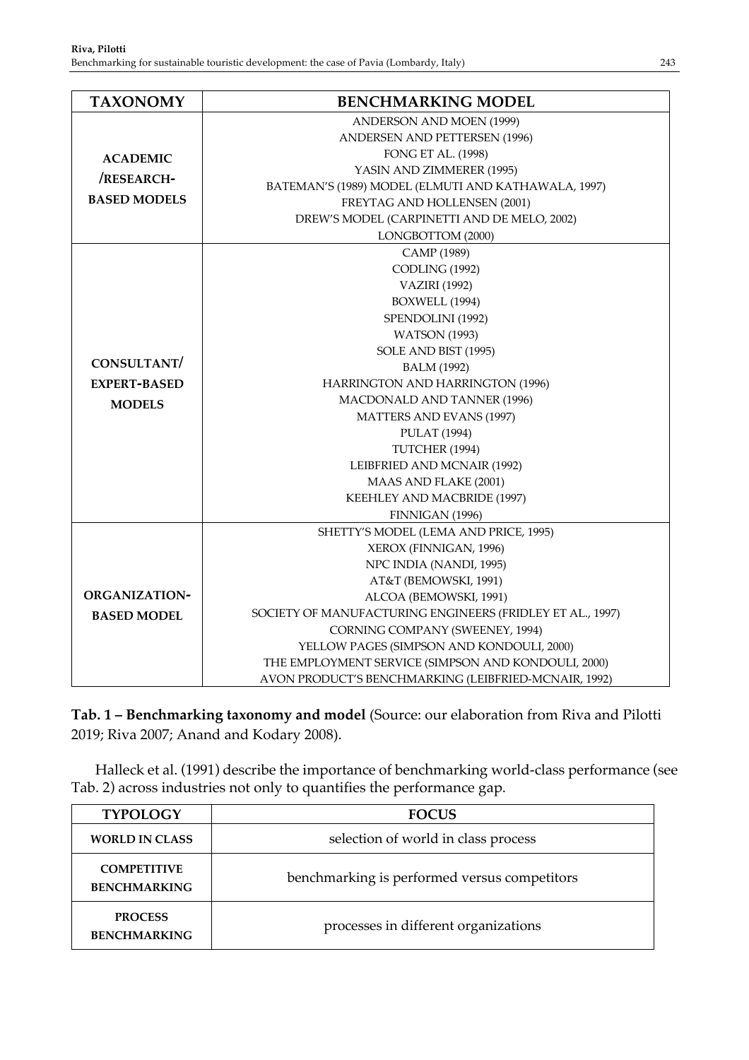| TAXONOMY | BENCHMARKING MODEL |
|---|---|
| ACADEMIC /RESEARCH-BASED MODELS | ANDERSON AND MOEN (1999) |
| | ANDERSEN AND PETTERSEN (1996) |
| | FONG ET AL. (1998) |
| | YASIN AND ZIMMERER (1995) |
| | BATEMAN'S (1989) MODEL (ELMUTI AND KATHAWALA, 1997) |
| | FREYTAG AND HOLLENSEN (2001) |
| | DREW'S MODEL (CARPINETTI AND DE MELO, 2002) |
| | LONGBOTTOM (2000) |
| CONSULTANT/ EXPERT-BASED MODELS | CAMP (1989) |
| | CODLING (1992) |
| | VAZIRI (1992) |
| | BOXWELL (1994) |
| | SPENDOLINI (1992) |
| | WATSON (1993) |
| | SOLE AND BIST (1995) |
| | BALM (1992) |
| | HARRINGTON AND HARRINGTON (1996) |
| | MACDONALD AND TANNER (1996) |
| | MATTERS AND EVANS (1997) |
| | PULAT (1994) |
| | TUTCHER (1994) |
| | LEIBFRIED AND MCNAIR (1992) |
| | MAAS AND FLAKE (2001) |
| | KEEHLEY AND MACBRIDE (1997) |
| | FINNIGAN (1996) |
| ORGANIZATION-BASED MODEL | SHETTY'S MODEL (LEMA AND PRICE, 1995) |
| | XEROX (FINNIGAN, 1996) |
| | NPC INDIA (NANDI, 1995) |
| | AT&T (BEMOWSKI, 1991) |
| | ALCOA (BEMOWSKI, 1991) |
| | SOCIETY OF MANUFACTURING ENGINEERS (FRIDLEY ET AL., 1997) |
| | CORNING COMPANY (SWEENEY, 1994) |
| | YELLOW PAGES (SIMPSON AND KONDOULI, 2000) |
| | THE EMPLOYMENT SERVICE (SIMPSON AND KONDOULI, 2000) |
| | AVON PRODUCT'S BENCHMARKING (LEIBFRIED-MCNAIR, 1992) |

**Tab. 1 – Benchmarking taxonomy and model** (Source: our elaboration from Riva and Pilotti 2019; Riva 2007; Anand and Kodary 2008).

Halleck et al. (1991) describe the importance of benchmarking world-class performance (see Tab. 2) across industries not only to quantifies the performance gap.

| TYPOLOGY | FOCUS |
|---|---|
| WORLD IN CLASS | selection of world in class process |
| COMPETITIVE BENCHMARKING | benchmarking is performed versus competitors |
| PROCESS BENCHMARKING | processes in different organizations |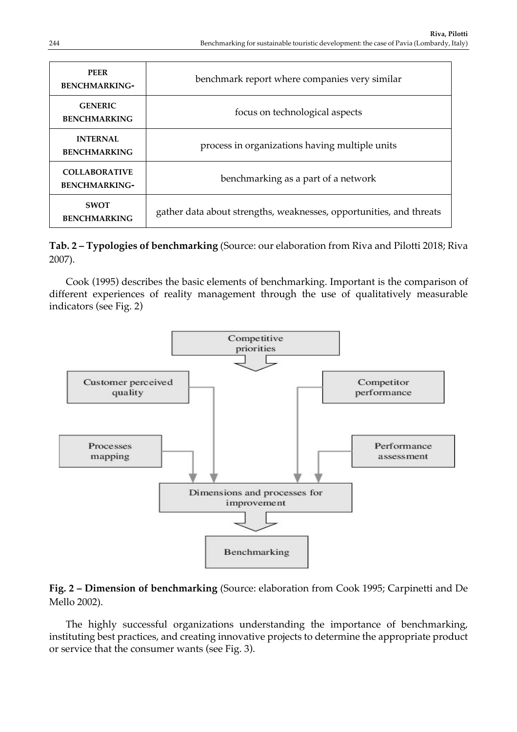| PEER BENCHMARKING- | benchmark report where companies very similar |
| --- | --- |
| GENERIC BENCHMARKING | focus on technological aspects |
| INTERNAL BENCHMARKING | process in organizations having multiple units |
| COLLABORATIVE BENCHMARKING- | benchmarking as a part of a network |
| SWOT BENCHMARKING | gather data about strengths, weaknesses, opportunities, and threats |

**Tab. 2 – Typologies of benchmarking** (Source: our elaboration from Riva and Pilotti 2018; Riva 2007).

Cook (1995) describes the basic elements of benchmarking. Important is the comparison of different experiences of reality management through the use of qualitatively measurable indicators (see Fig. 2)

**Fig. 2 – Dimension of benchmarking** (Source: elaboration from Cook 1995; Carpinetti and De Mello 2002).

The highly successful organizations understanding the importance of benchmarking, instituting best practices, and creating innovative projects to determine the appropriate product or service that the consumer wants (see Fig. 3).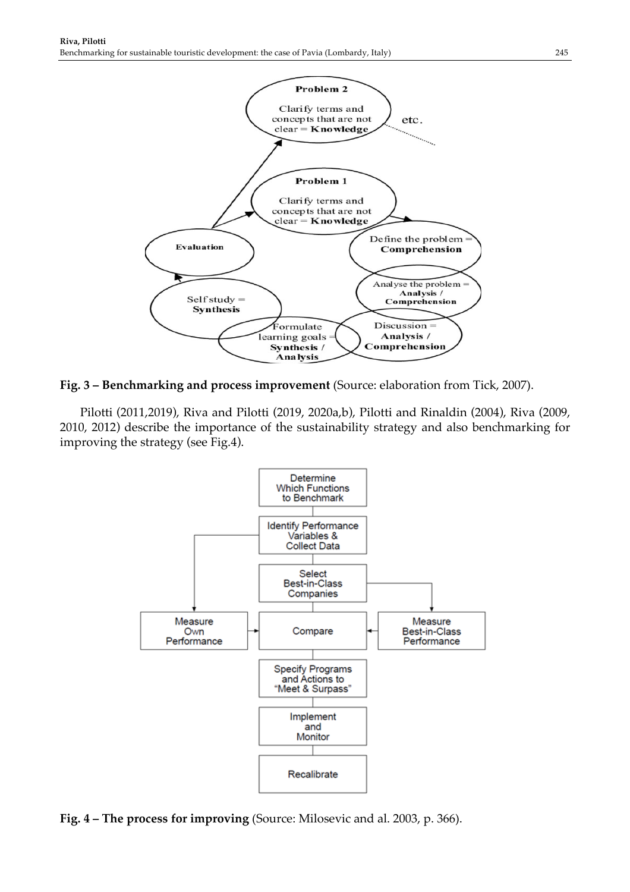**Fig. 3 – Benchmarking and process improvement** (Source: elaboration from Tick, 2007).

Pilotti (2011,2019), Riva and Pilotti (2019, 2020a,b), Pilotti and Rinaldin (2004), Riva (2009, 2010, 2012) describe the importance of the sustainability strategy and also benchmarking for improving the strategy (see Fig.4).

**Fig. 4 – The process for improving** (Source: Milosevic and al. 2003, p. 366).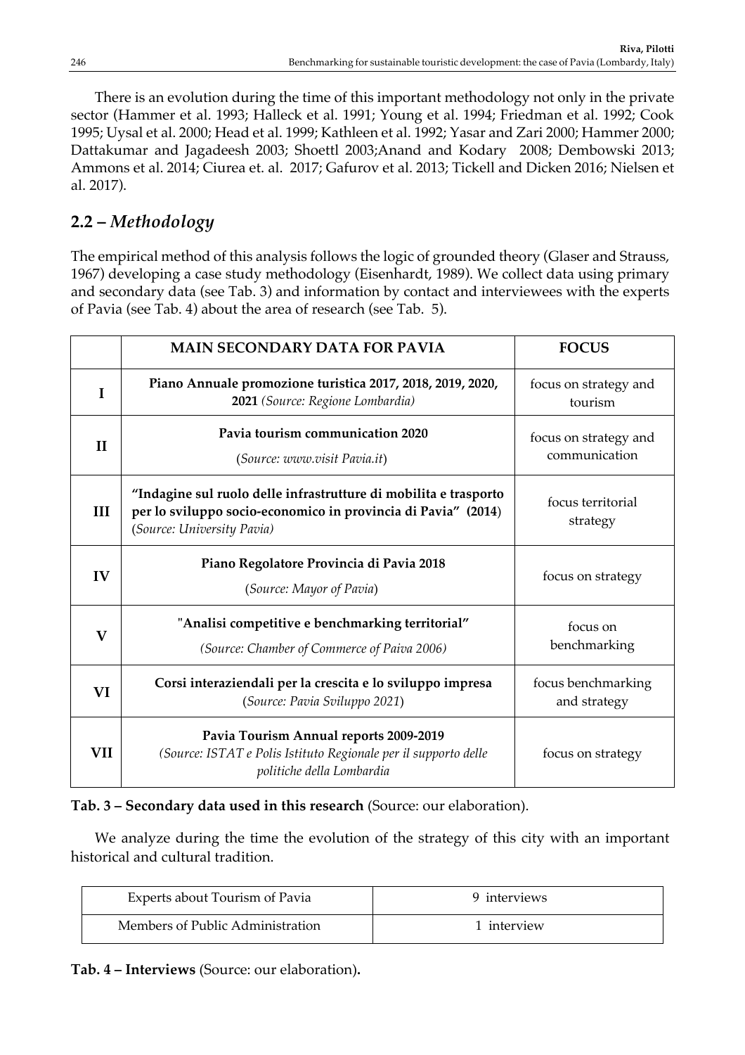There is an evolution during the time of this important methodology not only in the private sector (Hammer et al. 1993; Halleck et al. 1991; Young et al. 1994; Friedman et al. 1992; Cook 1995; Uysal et al. 2000; Head et al. 1999; Kathleen et al. 1992; Yasar and Zari 2000; Hammer 2000; Dattakumar and Jagadeesh 2003; Shoettl 2003;Anand and Kodary 2008; Dembowski 2013; Ammons et al. 2014; Ciurea et. al. 2017; Gafurov et al. 2013; Tickell and Dicken 2016; Nielsen et al. 2017).

## 2.2 – *Methodology*

The empirical method of this analysis follows the logic of grounded theory (Glaser and Strauss, 1967) developing a case study methodology (Eisenhardt, 1989). We collect data using primary and secondary data (see Tab. 3) and information by contact and interviewees with the experts of Pavia (see Tab. 4) about the area of research (see Tab. 5).

| | **MAIN SECONDARY DATA FOR PAVIA** | **FOCUS** |
|---|---|---|
| **I** | **Piano Annuale promozione turistica 2017, 2018, 2019, 2020, 2021** *(Source: Regione Lombardia)* | focus on strategy and tourism |
| **II** | **Pavia tourism communication 2020** (*Source: www.visit Pavia.it*) | focus on strategy and communication |
| **III** | **"Indagine sul ruolo delle infrastrutture di mobilita e trasporto per lo sviluppo socio-economico in provincia di Pavia" (2014**) (*Source: University Pavia)* | focus territorial strategy |
| **IV** | **Piano Regolatore Provincia di Pavia 2018** (*Source: Mayor of Pavia*) | focus on strategy |
| **V** | **"Analisi competitive e benchmarking territorial"** *(Source: Chamber of Commerce of Paiva 2006)* | focus on benchmarking |
| **VI** | **Corsi interaziendali per la crescita e lo sviluppo impresa** (*Source: Pavia Sviluppo 2021*) | focus benchmarking and strategy |
| **VII** | **Pavia Tourism Annual reports 2009-2019** *(Source: ISTAT e Polis Istituto Regionale per il supporto delle politiche della Lombardia* | focus on strategy |

**Tab. 3 – Secondary data used in this research** (Source: our elaboration).

We analyze during the time the evolution of the strategy of this city with an important historical and cultural tradition.

| Experts about Tourism of Pavia | 9 interviews |
|---|---|
| Members of Public Administration | 1 interview |

**Tab. 4 – Interviews** (Source: our elaboration)**.**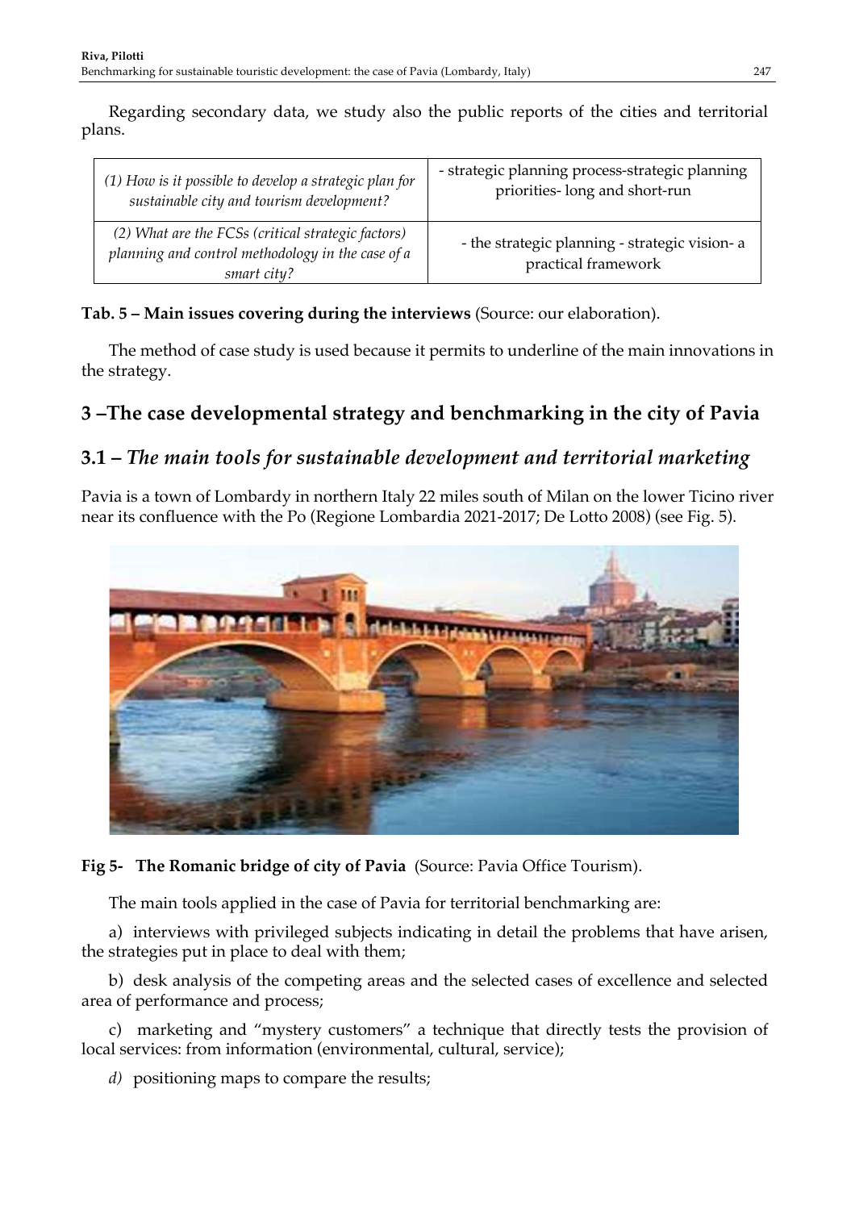Regarding secondary data, we study also the public reports of the cities and territorial plans.

| *(1) How is it possible to develop a strategic plan for sustainable city and tourism development?* | - strategic planning process-strategic planning priorities- long and short-run |
|---|---|
| *(2) What are the FCSs (critical strategic factors) planning and control methodology in the case of a smart city?* | - the strategic planning - strategic vision- a practical framework |

**Tab. 5 – Main issues covering during the interviews** (Source: our elaboration).

The method of case study is used because it permits to underline of the main innovations in the strategy.

## 3 –The case developmental strategy and benchmarking in the city of Pavia

### 3.1 – *The main tools for sustainable development and territorial marketing*

Pavia is a town of Lombardy in northern Italy 22 miles south of Milan on the lower Ticino river near its confluence with the Po (Regione Lombardia 2021-2017; De Lotto 2008) (see Fig. 5).

**Fig 5- The Romanic bridge of city of Pavia** (Source: Pavia Office Tourism).

The main tools applied in the case of Pavia for territorial benchmarking are:

a) interviews with privileged subjects indicating in detail the problems that have arisen, the strategies put in place to deal with them;

b) desk analysis of the competing areas and the selected cases of excellence and selected area of performance and process;

c) marketing and "mystery customers" a technique that directly tests the provision of local services: from information (environmental, cultural, service);

*d)* positioning maps to compare the results;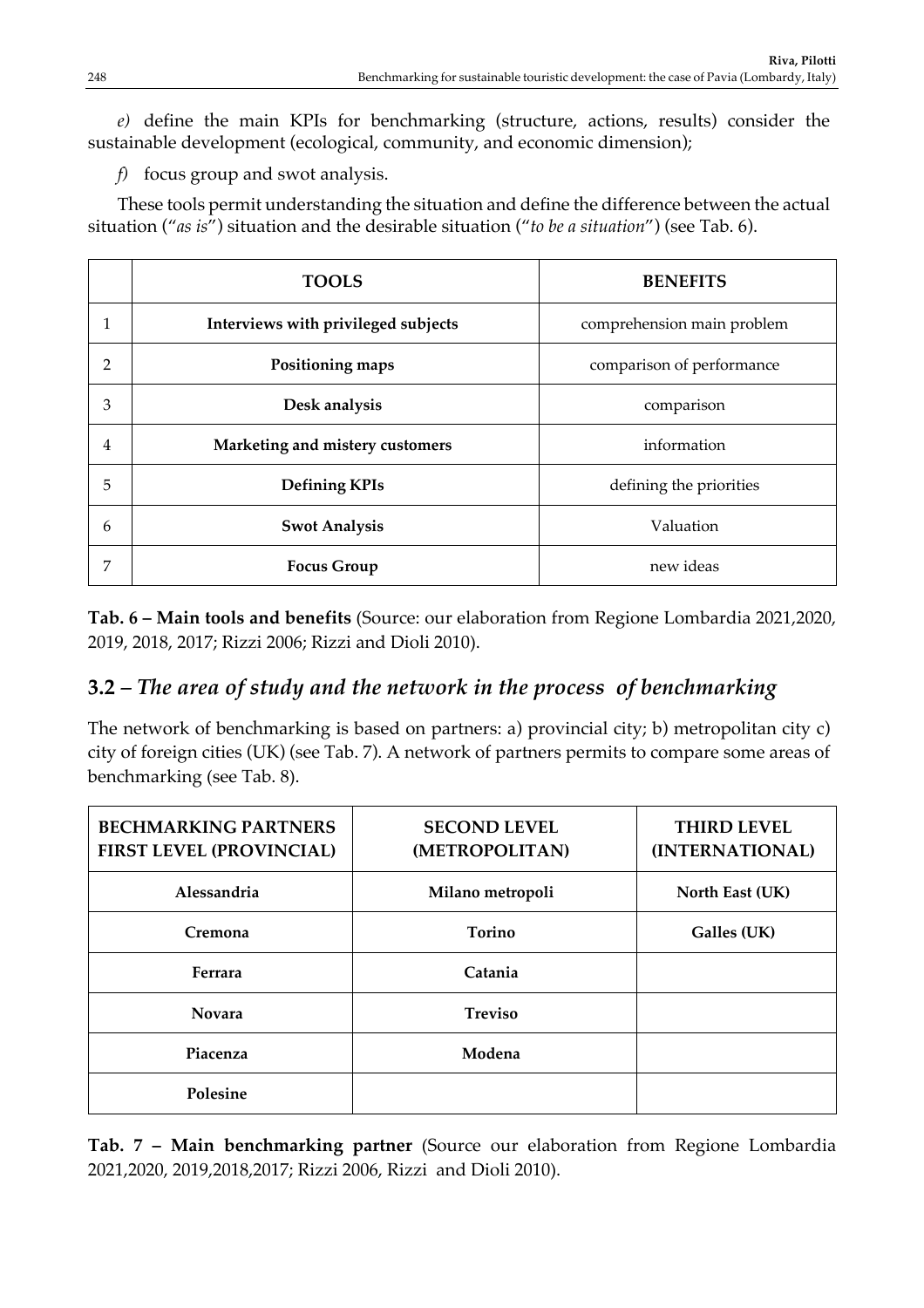*e)* define the main KPIs for benchmarking (structure, actions, results) consider the sustainable development (ecological, community, and economic dimension);

*f)* focus group and swot analysis.

These tools permit understanding the situation and define the difference between the actual situation ("*as is*") situation and the desirable situation ("*to be a situation*") (see Tab. 6).

| | TOOLS | BENEFITS |
|---|---|---|
| 1 | **Interviews with privileged subjects** | comprehension main problem |
| 2 | **Positioning maps** | comparison of performance |
| 3 | **Desk analysis** | comparison |
| 4 | **Marketing and mistery customers** | information |
| 5 | **Defining KPIs** | defining the priorities |
| 6 | **Swot Analysis** | Valuation |
| 7 | **Focus Group** | new ideas |

**Tab. 6 – Main tools and benefits** (Source: our elaboration from Regione Lombardia 2021,2020, 2019, 2018, 2017; Rizzi 2006; Rizzi and Dioli 2010).

## 3.2 – *The area of study and the network in the process of benchmarking*

The network of benchmarking is based on partners: a) provincial city; b) metropolitan city c) city of foreign cities (UK) (see Tab. 7). A network of partners permits to compare some areas of benchmarking (see Tab. 8).

| BECHMARKING PARTNERS FIRST LEVEL (PROVINCIAL) | SECOND LEVEL (METROPOLITAN) | THIRD LEVEL (INTERNATIONAL) |
|---|---|---|
| **Alessandria** | **Milano metropoli** | **North East (UK)** |
| **Cremona** | **Torino** | **Galles (UK)** |
| **Ferrara** | **Catania** | |
| **Novara** | **Treviso** | |
| **Piacenza** | **Modena** | |
| **Polesine** | | |

**Tab. 7 – Main benchmarking partner** (Source our elaboration from Regione Lombardia 2021,2020, 2019,2018,2017; Rizzi 2006, Rizzi and Dioli 2010).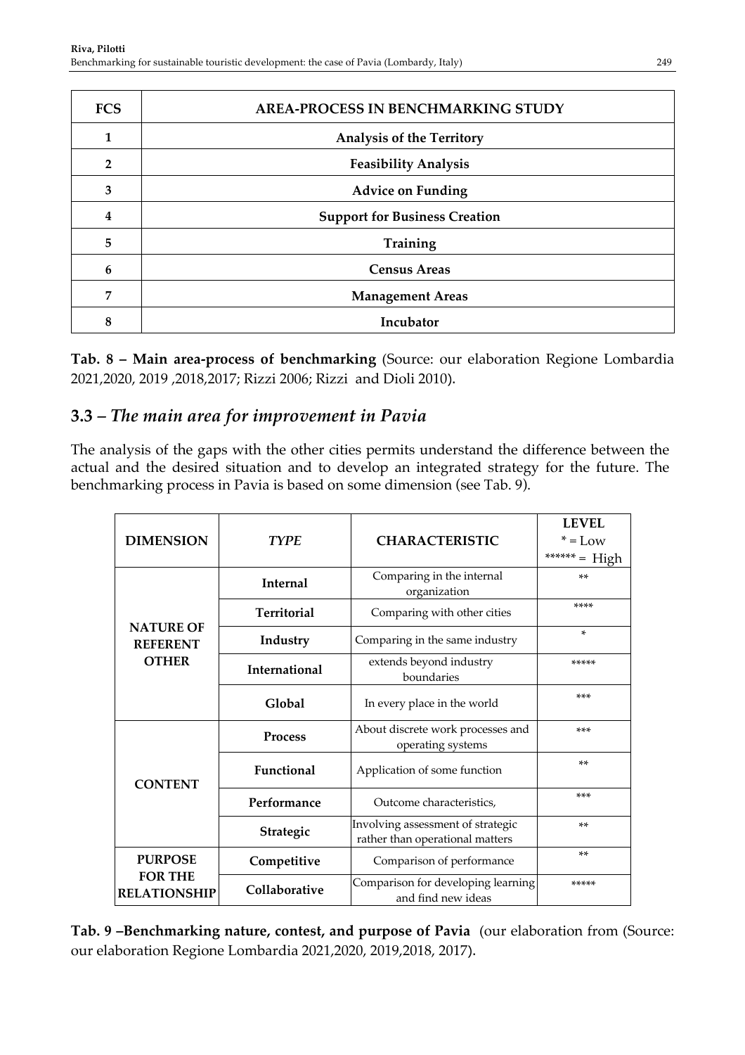| FCS | AREA-PROCESS IN BENCHMARKING STUDY |
|---|---|
| 1 | Analysis of the Territory |
| 2 | Feasibility Analysis |
| 3 | Advice on Funding |
| 4 | Support for Business Creation |
| 5 | Training |
| 6 | Census Areas |
| 7 | Management Areas |
| 8 | Incubator |

**Tab. 8 – Main area-process of benchmarking** (Source: our elaboration Regione Lombardia 2021,2020, 2019 ,2018,2017; Rizzi 2006; Rizzi and Dioli 2010).

## 3.3 – *The main area for improvement in Pavia*

The analysis of the gaps with the other cities permits understand the difference between the actual and the desired situation and to develop an integrated strategy for the future. The benchmarking process in Pavia is based on some dimension (see Tab. 9).

| DIMENSION | *TYPE* | CHARACTERISTIC | LEVEL * = Low ****** = High |
|---|---|---|---|
| NATURE OF REFERENT OTHER | Internal | Comparing in the internal organization | ** |
| | Territorial | Comparing with other cities | **** |
| | Industry | Comparing in the same industry | * |
| | International | extends beyond industry boundaries | ***** |
| | Global | In every place in the world | *** |
| CONTENT | Process | About discrete work processes and operating systems | *** |
| | Functional | Application of some function | ** |
| | Performance | Outcome characteristics, | *** |
| | Strategic | Involving assessment of strategic rather than operational matters | ** |
| PURPOSE FOR THE RELATIONSHIP | Competitive | Comparison of performance | ** |
| | Collaborative | Comparison for developing learning and find new ideas | ***** |

**Tab. 9 –Benchmarking nature, contest, and purpose of Pavia** (our elaboration from (Source: our elaboration Regione Lombardia 2021,2020, 2019,2018, 2017).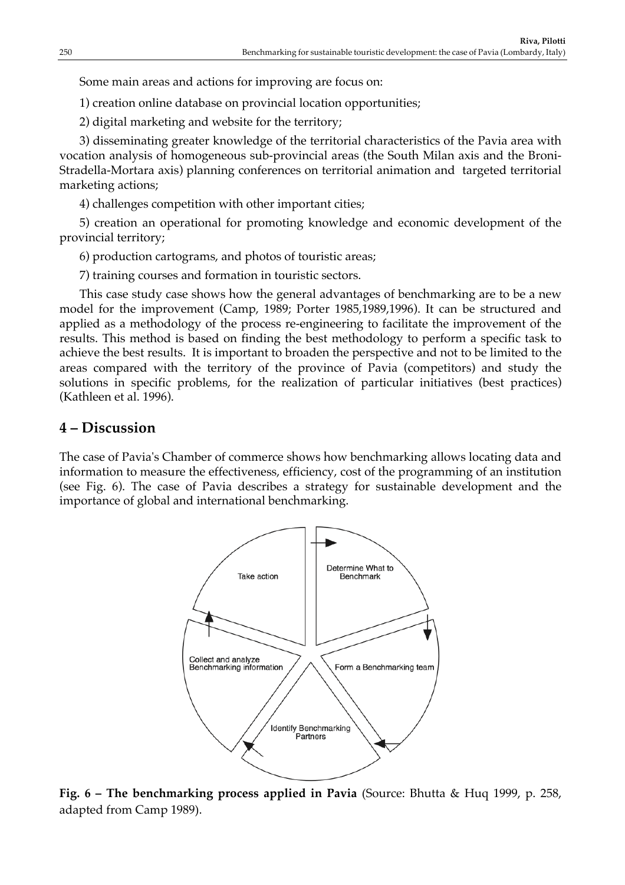Some main areas and actions for improving are focus on:

1) creation online database on provincial location opportunities;

2) digital marketing and website for the territory;

3) disseminating greater knowledge of the territorial characteristics of the Pavia area with vocation analysis of homogeneous sub-provincial areas (the South Milan axis and the Broni-Stradella-Mortara axis) planning conferences on territorial animation and targeted territorial marketing actions;

4) challenges competition with other important cities;

5) creation an operational for promoting knowledge and economic development of the provincial territory;

6) production cartograms, and photos of touristic areas;

7) training courses and formation in touristic sectors.

This case study case shows how the general advantages of benchmarking are to be a new model for the improvement (Camp, 1989; Porter 1985,1989,1996). It can be structured and applied as a methodology of the process re-engineering to facilitate the improvement of the results. This method is based on finding the best methodology to perform a specific task to achieve the best results. It is important to broaden the perspective and not to be limited to the areas compared with the territory of the province of Pavia (competitors) and study the solutions in specific problems, for the realization of particular initiatives (best practices) (Kathleen et al. 1996).

## 4 – Discussion

The case of Pavia's Chamber of commerce shows how benchmarking allows locating data and information to measure the effectiveness, efficiency, cost of the programming of an institution (see Fig. 6). The case of Pavia describes a strategy for sustainable development and the importance of global and international benchmarking.

Determine What to Benchmark → Form a Benchmarking team → Identify Benchmarking Partners → Collect and analyze Benchmarking information → Take action

**Fig. 6 – The benchmarking process applied in Pavia** (Source: Bhutta & Huq 1999, p. 258, adapted from Camp 1989).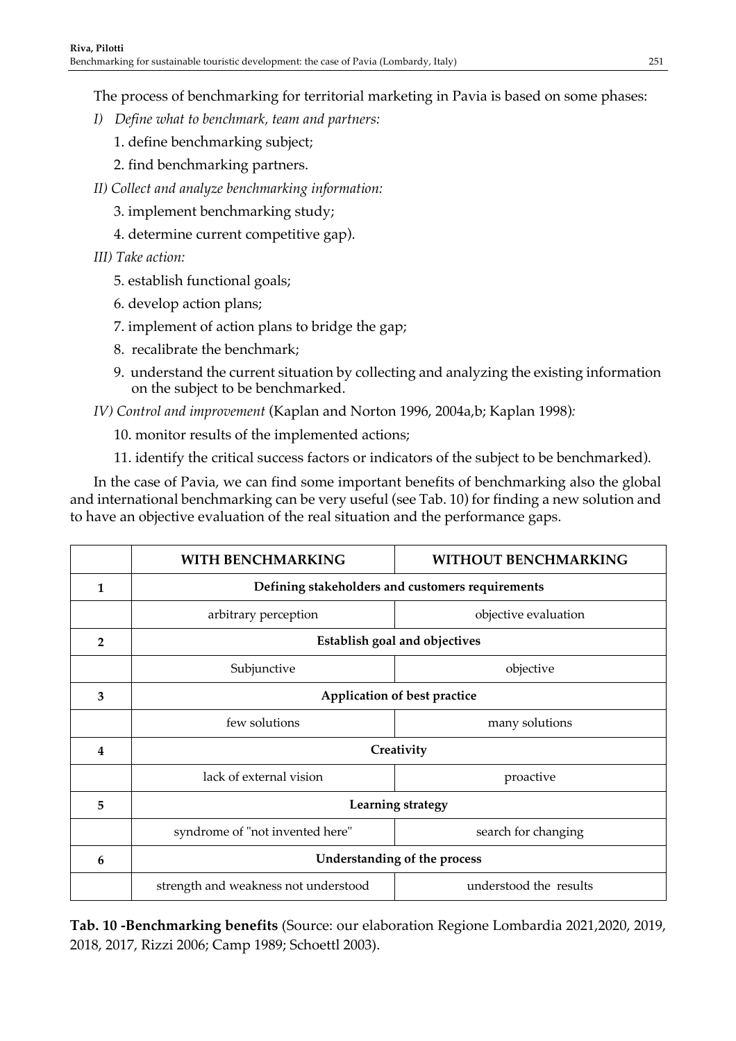The process of benchmarking for territorial marketing in Pavia is based on some phases:

*I) Define what to benchmark, team and partners:*

1. define benchmarking subject;
2. find benchmarking partners.

*II) Collect and analyze benchmarking information:*

3. implement benchmarking study;
4. determine current competitive gap).

*III) Take action:*

5. establish functional goals;
6. develop action plans;
7. implement of action plans to bridge the gap;
8. recalibrate the benchmark;
9. understand the current situation by collecting and analyzing the existing information on the subject to be benchmarked.

*IV) Control and improvement* (Kaplan and Norton 1996, 2004a,b; Kaplan 1998)*:*

10. monitor results of the implemented actions;
11. identify the critical success factors or indicators of the subject to be benchmarked).

In the case of Pavia, we can find some important benefits of benchmarking also the global and international benchmarking can be very useful (see Tab. 10) for finding a new solution and to have an objective evaluation of the real situation and the performance gaps.

| | **WITH BENCHMARKING** | **WITHOUT BENCHMARKING** |
|---|---|---|
| **1** | **Defining stakeholders and customers requirements** | |
| | arbitrary perception | objective evaluation |
| **2** | **Establish goal and objectives** | |
| | Subjunctive | objective |
| **3** | **Application of best practice** | |
| | few solutions | many solutions |
| **4** | **Creativity** | |
| | lack of external vision | proactive |
| **5** | **Learning strategy** | |
| | syndrome of "not invented here" | search for changing |
| **6** | **Understanding of the process** | |
| | strength and weakness not understood | understood the results |

**Tab. 10 -Benchmarking benefits** (Source: our elaboration Regione Lombardia 2021,2020, 2019, 2018, 2017, Rizzi 2006; Camp 1989; Schoettl 2003).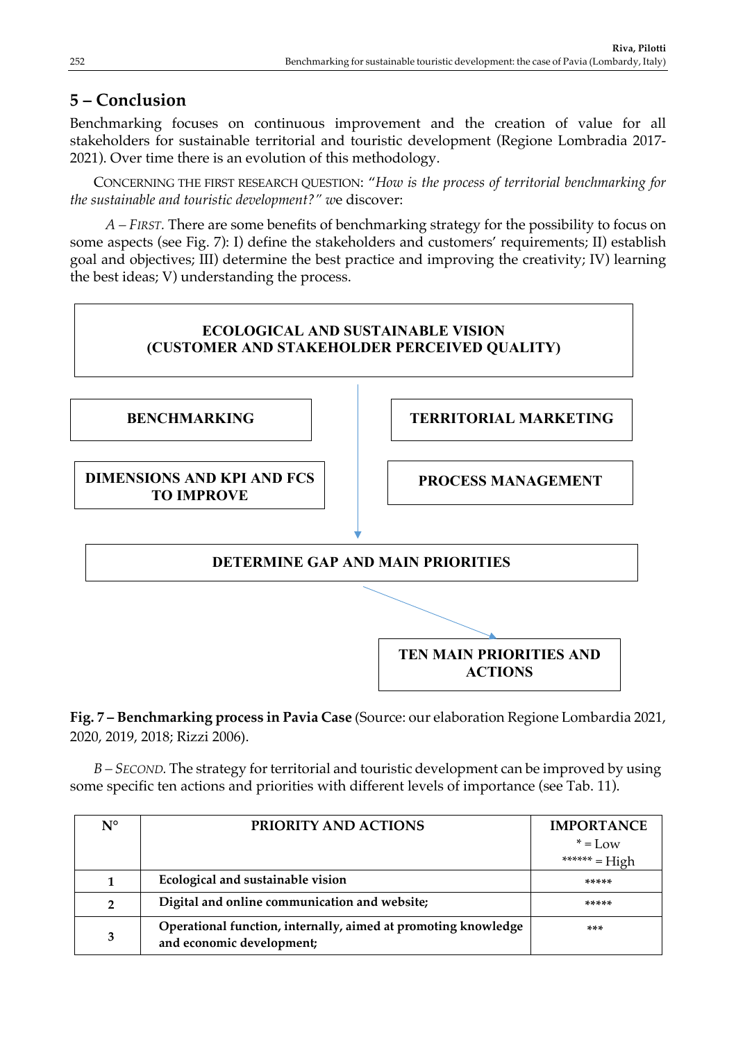## 5 – Conclusion

Benchmarking focuses on continuous improvement and the creation of value for all stakeholders for sustainable territorial and touristic development (Regione Lombradia 2017-2021). Over time there is an evolution of this methodology.

CONCERNING THE FIRST RESEARCH QUESTION: "*How is the process of territorial benchmarking for the sustainable and touristic development?" w*e discover:

*A – FIRST.* There are some benefits of benchmarking strategy for the possibility to focus on some aspects (see Fig. 7): I) define the stakeholders and customers' requirements; II) establish goal and objectives; III) determine the best practice and improving the creativity; IV) learning the best ideas; V) understanding the process.

ECOLOGICAL AND SUSTAINABLE VISION (CUSTOMER AND STAKEHOLDER PERCEIVED QUALITY)

BENCHMARKING

TERRITORIAL MARKETING

DIMENSIONS AND KPI AND FCS TO IMPROVE

PROCESS MANAGEMENT

DETERMINE GAP AND MAIN PRIORITIES

TEN MAIN PRIORITIES AND ACTIONS

**Fig. 7 – Benchmarking process in Pavia Case** (Source: our elaboration Regione Lombardia 2021, 2020, 2019, 2018; Rizzi 2006).

*B – SECOND.* The strategy for territorial and touristic development can be improved by using some specific ten actions and priorities with different levels of importance (see Tab. 11).

| N° | PRIORITY AND ACTIONS | IMPORTANCE<br>* = Low<br>****** = High |
|---|---|---|
| 1 | **Ecological and sustainable vision** | ***** |
| 2 | **Digital and online communication and website;** | ***** |
| 3 | **Operational function, internally, aimed at promoting knowledge and economic development;** | *** |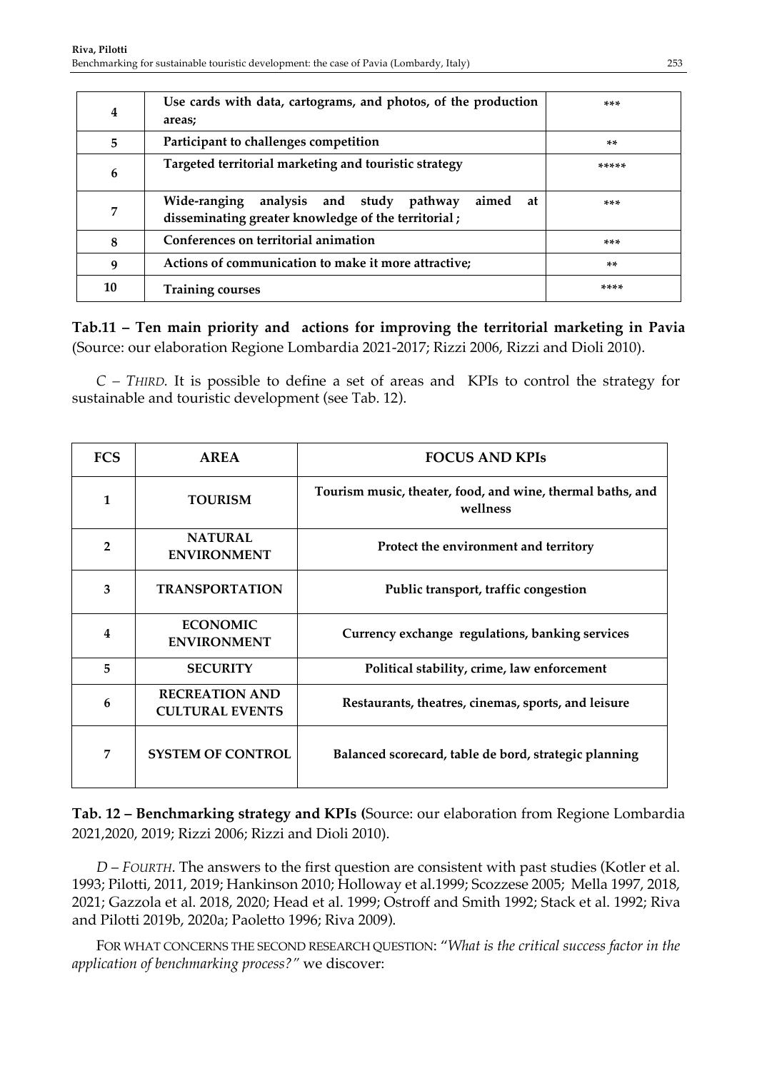| | | |
|---|---|---|
| **4** | **Use cards with data, cartograms, and photos, of the production areas;** | *** |
| **5** | **Participant to challenges competition** | ** |
| **6** | **Targeted territorial marketing and touristic strategy** | ***** |
| **7** | **Wide-ranging analysis and study pathway aimed at disseminating greater knowledge of the territorial ;** | *** |
| **8** | **Conferences on territorial animation** | *** |
| **9** | **Actions of communication to make it more attractive;** | ** |
| **10** | **Training courses** | **** |

**Tab.11 – Ten main priority and actions for improving the territorial marketing in Pavia** (Source: our elaboration Regione Lombardia 2021-2017; Rizzi 2006, Rizzi and Dioli 2010).

*C – THIRD.* It is possible to define a set of areas and KPIs to control the strategy for sustainable and touristic development (see Tab. 12).

| FCS | AREA | FOCUS AND KPIs |
|---|---|---|
| **1** | **TOURISM** | **Tourism music, theater, food, and wine, thermal baths, and wellness** |
| **2** | **NATURAL ENVIRONMENT** | **Protect the environment and territory** |
| **3** | **TRANSPORTATION** | **Public transport, traffic congestion** |
| **4** | **ECONOMIC ENVIRONMENT** | **Currency exchange regulations, banking services** |
| **5** | **SECURITY** | **Political stability, crime, law enforcement** |
| **6** | **RECREATION AND CULTURAL EVENTS** | **Restaurants, theatres, cinemas, sports, and leisure** |
| **7** | **SYSTEM OF CONTROL** | **Balanced scorecard, table de bord, strategic planning** |

**Tab. 12 – Benchmarking strategy and KPIs (**Source: our elaboration from Regione Lombardia 2021,2020, 2019; Rizzi 2006; Rizzi and Dioli 2010).

*D – FOURTH*. The answers to the first question are consistent with past studies (Kotler et al. 1993; Pilotti, 2011, 2019; Hankinson 2010; Holloway et al.1999; Scozzese 2005; Mella 1997, 2018, 2021; Gazzola et al. 2018, 2020; Head et al. 1999; Ostroff and Smith 1992; Stack et al. 1992; Riva and Pilotti 2019b, 2020a; Paoletto 1996; Riva 2009).

FOR WHAT CONCERNS THE SECOND RESEARCH QUESTION: "*What is the critical success factor in the application of benchmarking process?"* we discover: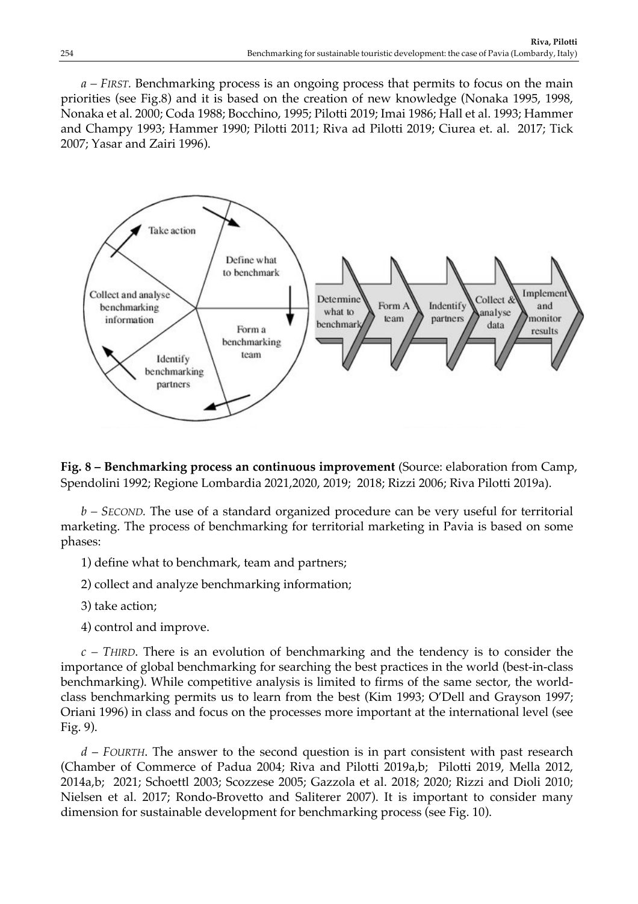*a – FIRST.* Benchmarking process is an ongoing process that permits to focus on the main priorities (see Fig.8) and it is based on the creation of new knowledge (Nonaka 1995, 1998, Nonaka et al. 2000; Coda 1988; Bocchino, 1995; Pilotti 2019; Imai 1986; Hall et al. 1993; Hammer and Champy 1993; Hammer 1990; Pilotti 2011; Riva ad Pilotti 2019; Ciurea et. al. 2017; Tick 2007; Yasar and Zairi 1996).

**Fig. 8 – Benchmarking process an continuous improvement** (Source: elaboration from Camp, Spendolini 1992; Regione Lombardia 2021,2020, 2019; 2018; Rizzi 2006; Riva Pilotti 2019a).

*b – SECOND.* The use of a standard organized procedure can be very useful for territorial marketing. The process of benchmarking for territorial marketing in Pavia is based on some phases:

1) define what to benchmark, team and partners;

2) collect and analyze benchmarking information;

3) take action;

4) control and improve.

*c – THIRD*. There is an evolution of benchmarking and the tendency is to consider the importance of global benchmarking for searching the best practices in the world (best-in-class benchmarking). While competitive analysis is limited to firms of the same sector, the world-class benchmarking permits us to learn from the best (Kim 1993; O'Dell and Grayson 1997; Oriani 1996) in class and focus on the processes more important at the international level (see Fig. 9).

*d – FOURTH*. The answer to the second question is in part consistent with past research (Chamber of Commerce of Padua 2004; Riva and Pilotti 2019a,b; Pilotti 2019, Mella 2012, 2014a,b; 2021; Schoettl 2003; Scozzese 2005; Gazzola et al. 2018; 2020; Rizzi and Dioli 2010; Nielsen et al. 2017; Rondo-Brovetto and Saliterer 2007). It is important to consider many dimension for sustainable development for benchmarking process (see Fig. 10).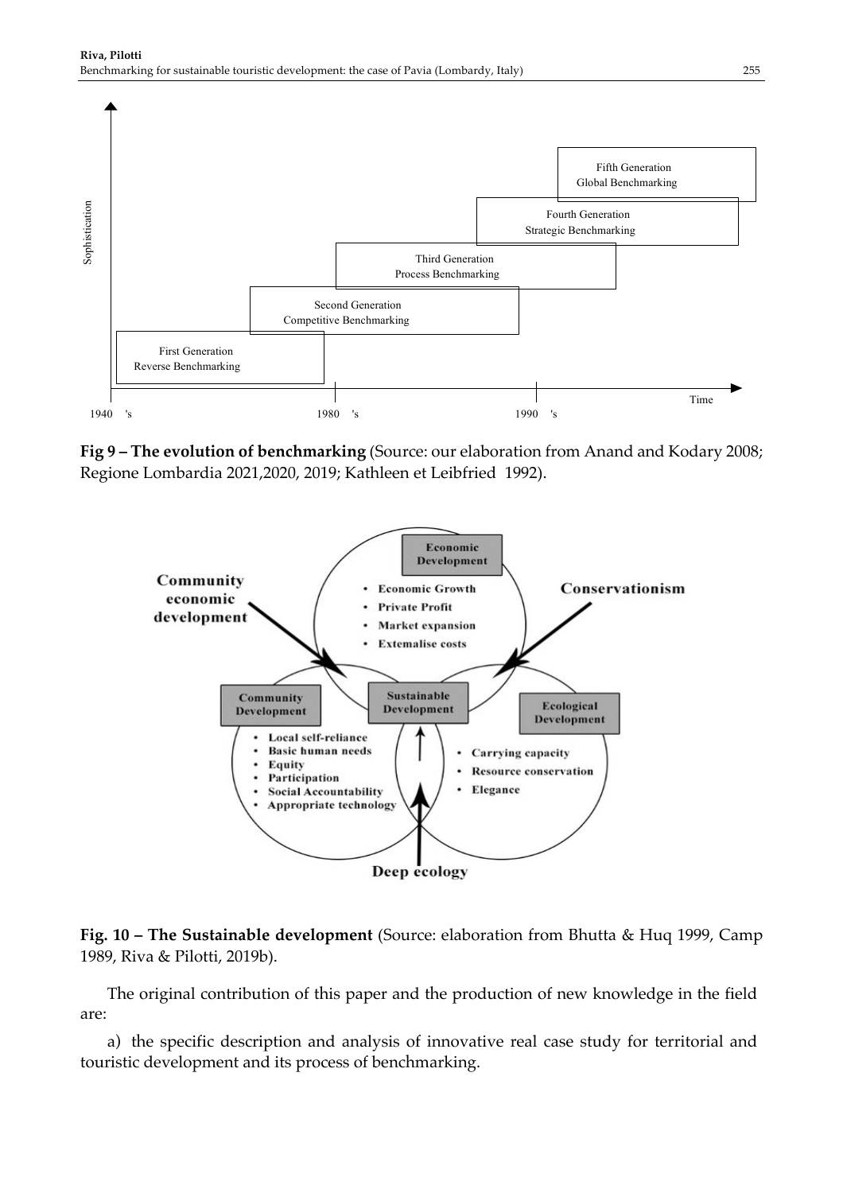**Fig 9 – The evolution of benchmarking** (Source: our elaboration from Anand and Kodary 2008; Regione Lombardia 2021,2020, 2019; Kathleen et Leibfried 1992).

**Fig. 10 – The Sustainable development** (Source: elaboration from Bhutta & Huq 1999, Camp 1989, Riva & Pilotti, 2019b).

The original contribution of this paper and the production of new knowledge in the field are:

a) the specific description and analysis of innovative real case study for territorial and touristic development and its process of benchmarking.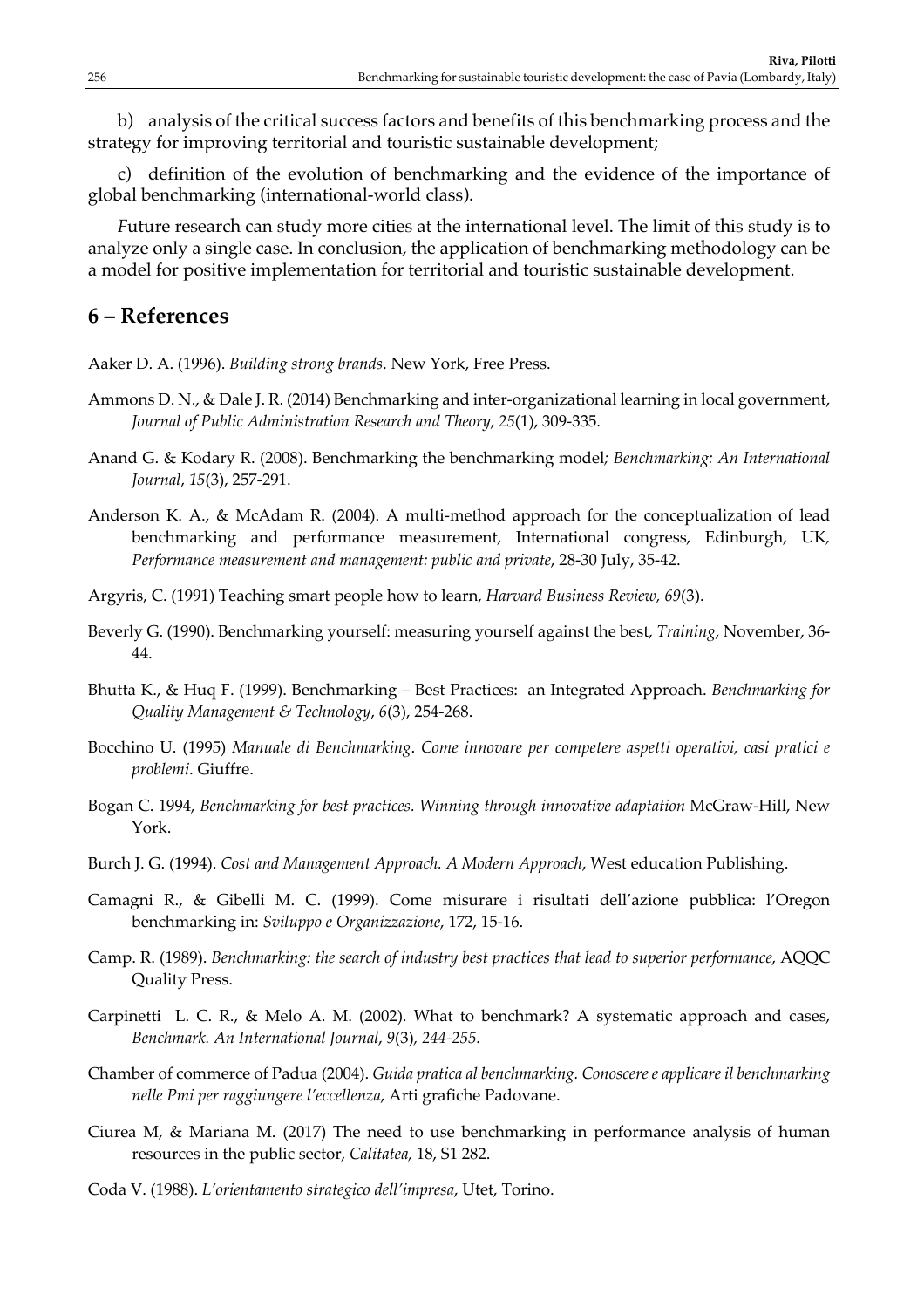b) analysis of the critical success factors and benefits of this benchmarking process and the strategy for improving territorial and touristic sustainable development;

c) definition of the evolution of benchmarking and the evidence of the importance of global benchmarking (international-world class).

*F*uture research can study more cities at the international level. The limit of this study is to analyze only a single case. In conclusion, the application of benchmarking methodology can be a model for positive implementation for territorial and touristic sustainable development.

## 6 – References

Aaker D. A. (1996). *Building strong brands*. New York, Free Press.

Ammons D. N., & Dale J. R. (2014) Benchmarking and inter-organizational learning in local government, *Journal of Public Administration Research and Theory*, *25*(1), 309-335.

Anand G. & Kodary R. (2008). Benchmarking the benchmarking model*; Benchmarking: An International Journal*, *15*(3), 257-291.

Anderson K. A., & McAdam R. (2004). A multi-method approach for the conceptualization of lead benchmarking and performance measurement, International congress, Edinburgh, UK, *Performance measurement and management: public and private*, 28-30 July, 35-42.

Argyris, C. (1991) Teaching smart people how to learn, *Harvard Business Review, 69*(3).

Beverly G. (1990). Benchmarking yourself: measuring yourself against the best, *Training*, November, 36-44.

Bhutta K., & Huq F. (1999). Benchmarking – Best Practices: an Integrated Approach. *Benchmarking for Quality Management & Technology*, *6*(3), 254-268.

Bocchino U. (1995) *Manuale di Benchmarking*. *Come innovare per competere aspetti operativi, casi pratici e problemi*. Giuffre.

Bogan C. 1994, *Benchmarking for best practices. Winning through innovative adaptation* McGraw-Hill, New York.

Burch J. G. (1994). *Cost and Management Approach. A Modern Approach*, West education Publishing.

Camagni R., & Gibelli M. C. (1999). Come misurare i risultati dell'azione pubblica: l'Oregon benchmarking in: *Sviluppo e Organizzazione*, 172, 15-16.

Camp. R. (1989). *Benchmarking: the search of industry best practices that lead to superior performance*, AQQC Quality Press.

Carpinetti L. C. R., & Melo A. M. (2002). What to benchmark? A systematic approach and cases, *Benchmark. An International Journal*, *9*(3)*, 244-255.*

Chamber of commerce of Padua (2004). *Guida pratica al benchmarking. Conoscere e applicare il benchmarking nelle Pmi per raggiungere l'eccellenza*, Arti grafiche Padovane.

Ciurea M, & Mariana M. (2017) The need to use benchmarking in performance analysis of human resources in the public sector, *Calitatea,* 18, S1 282.

Coda V. (1988). *L'orientamento strategico dell'impresa*, Utet, Torino.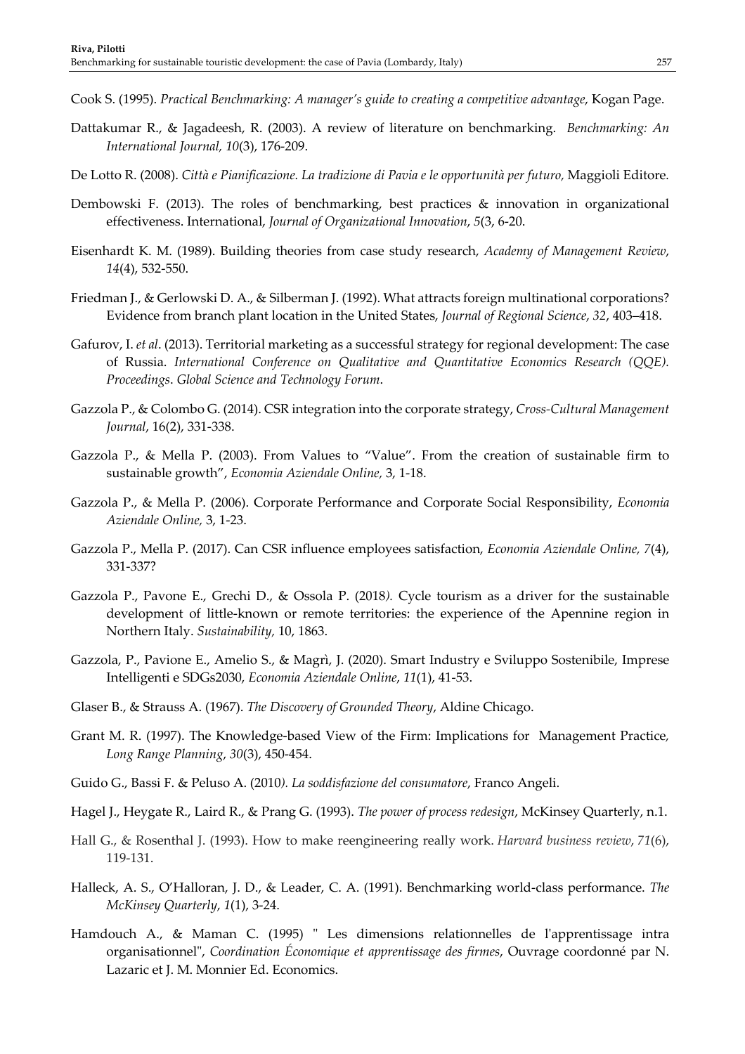Cook S. (1995). *Practical Benchmarking: A manager's guide to creating a competitive advantage*, Kogan Page.

Dattakumar R., & Jagadeesh, R. (2003). A review of literature on benchmarking. *Benchmarking: An International Journal, 10*(3), 176-209.

De Lotto R. (2008). *Città e Pianificazione. La tradizione di Pavia e le opportunità per futuro,* Maggioli Editore*.*

Dembowski F. (2013). The roles of benchmarking, best practices & innovation in organizational effectiveness. International, *Journal of Organizational Innovation*, *5*(3, 6-20.

Eisenhardt K. M. (1989). Building theories from case study research, *Academy of Management Review*, *14*(4), 532-550.

Friedman J., & Gerlowski D. A., & Silberman J. (1992). What attracts foreign multinational corporations? Evidence from branch plant location in the United States, *Journal of Regional Science*, *32*, 403–418.

Gafurov, I. *et al*. (2013). Territorial marketing as a successful strategy for regional development: The case of Russia. *International Conference on Qualitative and Quantitative Economics Research (QQE). Proceedings*. *Global Science and Technology Forum*.

Gazzola P., & Colombo G. (2014). CSR integration into the corporate strategy, *Cross-Cultural Management Journal*, 16(2), 331-338.

Gazzola P., & Mella P. (2003). From Values to "Value". From the creation of sustainable firm to sustainable growth", *Economia Aziendale Online,* 3, 1-18.

Gazzola P., & Mella P. (2006). Corporate Performance and Corporate Social Responsibility, *Economia Aziendale Online,* 3, 1-23.

Gazzola P., Mella P. (2017). Can CSR influence employees satisfaction, *Economia Aziendale Online, 7*(4), 331-337?

Gazzola P., Pavone E., Grechi D., & Ossola P. (2018*).* Cycle tourism as a driver for the sustainable development of little-known or remote territories: the experience of the Apennine region in Northern Italy. *Sustainability,* 10, 1863.

Gazzola, P., Pavione E., Amelio S., & Magrì, J. (2020). Smart Industry e Sviluppo Sostenibile, Imprese Intelligenti e SDGs2030, *Economia Aziendale Online*, *11*(1), 41-53.

Glaser B., & Strauss A. (1967). *The Discovery of Grounded Theory*, Aldine Chicago.

Grant M. R. (1997). The Knowledge-based View of the Firm: Implications for Management Practice*, Long Range Planning*, *30*(3), 450-454.

Guido G., Bassi F. & Peluso A. (2010*). La soddisfazione del consumatore*, Franco Angeli.

Hagel J., Heygate R., Laird R., & Prang G. (1993). *The power of process redesign*, McKinsey Quarterly, n.1.

Hall G., & Rosenthal J. (1993). How to make reengineering really work. *Harvard business review*, *71*(6), 119-131.

Halleck, A. S., O'Halloran, J. D., & Leader, C. A. (1991). Benchmarking world-class performance. *The McKinsey Quarterly*, *1*(1), 3-24.

Hamdouch A., & Maman C. (1995) " Les dimensions relationnelles de l'apprentissage intra organisationnel", *Coordination Économique et apprentissage des firmes*, Ouvrage coordonné par N. Lazaric et J. M. Monnier Ed. Economics.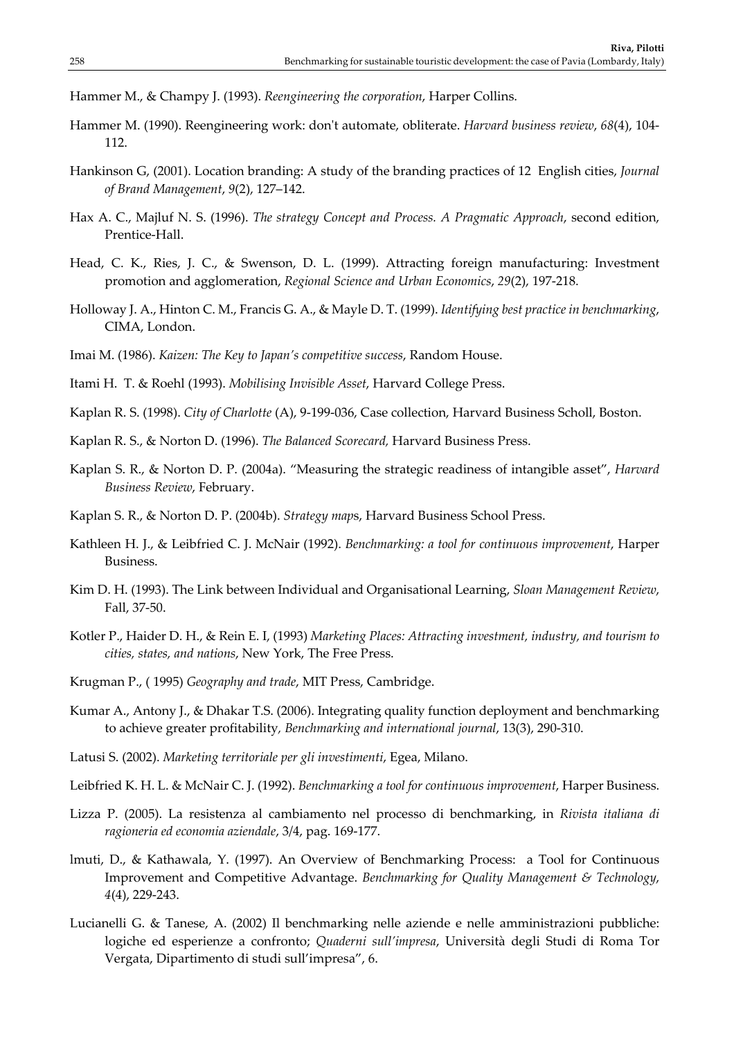Hammer M., & Champy J. (1993). *Reengineering the corporation*, Harper Collins.

Hammer M. (1990). Reengineering work: don't automate, obliterate. *Harvard business review*, *68*(4), 104-112.

Hankinson G, (2001). Location branding: A study of the branding practices of 12 English cities, *Journal of Brand Management*, *9*(2), 127–142.

Hax A. C., Majluf N. S. (1996). *The strategy Concept and Process. A Pragmatic Approach*, second edition, Prentice-Hall.

Head, C. K., Ries, J. C., & Swenson, D. L. (1999). Attracting foreign manufacturing: Investment promotion and agglomeration, *Regional Science and Urban Economics*, *29*(2), 197-218.

Holloway J. A., Hinton C. M., Francis G. A., & Mayle D. T. (1999). *Identifying best practice in benchmarking*, CIMA, London.

Imai M. (1986). *Kaizen: The Key to Japan's competitive success*, Random House.

Itami H. T. & Roehl (1993). *Mobilising Invisible Asset*, Harvard College Press.

Kaplan R. S. (1998). *City of Charlotte* (A), 9-199-036, Case collection, Harvard Business Scholl, Boston.

Kaplan R. S., & Norton D. (1996). *The Balanced Scorecard,* Harvard Business Press.

Kaplan S. R., & Norton D. P. (2004a). "Measuring the strategic readiness of intangible asset", *Harvard Business Review*, February.

Kaplan S. R., & Norton D. P. (2004b). *Strategy map*s, Harvard Business School Press.

Kathleen H. J., & Leibfried C. J. McNair (1992). *Benchmarking: a tool for continuous improvement*, Harper Business.

Kim D. H. (1993). The Link between Individual and Organisational Learning, *Sloan Management Review*, Fall, 37-50.

Kotler P., Haider D. H., & Rein E. I, (1993) *Marketing Places: Attracting investment, industry, and tourism to cities, states, and nations*, New York, The Free Press.

Krugman P., ( 1995) *Geography and trade*, MIT Press, Cambridge.

Kumar A., Antony J., & Dhakar T.S. (2006). Integrating quality function deployment and benchmarking to achieve greater profitability, *Benchmarking and international journal*, 13(3), 290-310.

Latusi S. (2002). *Marketing territoriale per gli investimenti*, Egea, Milano.

Leibfried K. H. L. & McNair C. J. (1992). *Benchmarking a tool for continuous improvement*, Harper Business.

Lizza P. (2005). La resistenza al cambiamento nel processo di benchmarking, in *Rivista italiana di ragioneria ed economia aziendale*, 3/4, pag. 169-177.

lmuti, D., & Kathawala, Y. (1997). An Overview of Benchmarking Process: a Tool for Continuous Improvement and Competitive Advantage. *Benchmarking for Quality Management & Technology*, *4*(4), 229-243.

Lucianelli G. & Tanese, A. (2002) Il benchmarking nelle aziende e nelle amministrazioni pubbliche: logiche ed esperienze a confronto; *Quaderni sull'impresa*, Università degli Studi di Roma Tor Vergata, Dipartimento di studi sull'impresa", 6.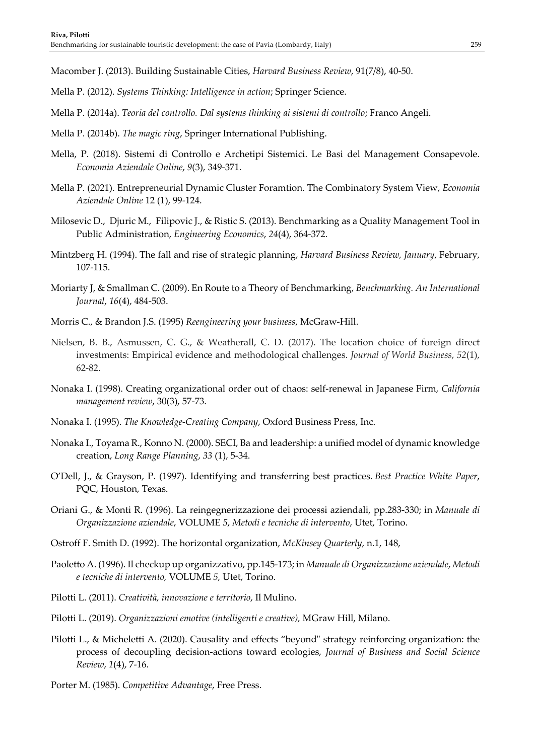Macomber J. (2013). Building Sustainable Cities, *Harvard Business Review*, 91(7/8), 40-50.

Mella P. (2012). *Systems Thinking: Intelligence in action*; Springer Science.

Mella P. (2014a). *Teoria del controllo. Dal systems thinking ai sistemi di controllo*; Franco Angeli.

Mella P. (2014b). *The magic ring*, Springer International Publishing.

Mella, P. (2018). Sistemi di Controllo e Archetipi Sistemici. Le Basi del Management Consapevole. *Economia Aziendale Online*, *9*(3), 349-371.

Mella P. (2021). Entrepreneurial Dynamic Cluster Foramtion. The Combinatory System View, *Economia Aziendale Online* 12 (1), 99-124.

Milosevic D., Djuric M., Filipovic J., & Ristic S. (2013). Benchmarking as a Quality Management Tool in Public Administration, *Engineering Economics*, *24*(4), 364-372.

Mintzberg H. (1994). The fall and rise of strategic planning, *Harvard Business Review, January*, February, 107-115.

Moriarty J, & Smallman C. (2009). En Route to a Theory of Benchmarking, *Benchmarking. An International Journal*, *16*(4), 484-503.

Morris C., & Brandon J.S. (1995) *Reengineering your business*, McGraw-Hill.

Nielsen, B. B., Asmussen, C. G., & Weatherall, C. D. (2017). The location choice of foreign direct investments: Empirical evidence and methodological challenges. *Journal of World Business*, *52*(1), 62-82.

Nonaka I. (1998). Creating organizational order out of chaos: self-renewal in Japanese Firm, *California management review*, 30(3), 57-73.

Nonaka I. (1995). *The Knowledge-Creating Company*, Oxford Business Press, Inc.

Nonaka I., Toyama R., Konno N. (2000). SECI, Ba and leadership: a unified model of dynamic knowledge creation, *Long Range Planning*, *33* (1), 5-34.

O'Dell, J., & Grayson, P. (1997). Identifying and transferring best practices. *Best Practice White Paper*, PQC, Houston, Texas.

Oriani G., & Monti R. (1996). La reingegnerizzazione dei processi aziendali, pp.283-330; in *Manuale di Organizzazione aziendale*, VOLUME *5*, *Metodi e tecniche di intervento*, Utet, Torino.

Ostroff F. Smith D. (1992). The horizontal organization, *McKinsey Quarterly*, n.1, 148,

Paoletto A. (1996). Il checkup up organizzativo, pp.145-173; in *Manuale di Organizzazione aziendale*, *Metodi e tecniche di intervento,* VOLUME *5,* Utet, Torino.

Pilotti L. (2011). *Creatività, innovazione e territorio*, Il Mulino.

Pilotti L. (2019). *Organizzazioni emotive (intelligenti e creative),* MGraw Hill, Milano.

Pilotti L., & Micheletti A. (2020). Causality and effects "beyond" strategy reinforcing organization: the process of decoupling decision-actions toward ecologies, *Journal of Business and Social Science Review*, *1*(4), 7-16.

Porter M. (1985). *Competitive Advantage*, Free Press.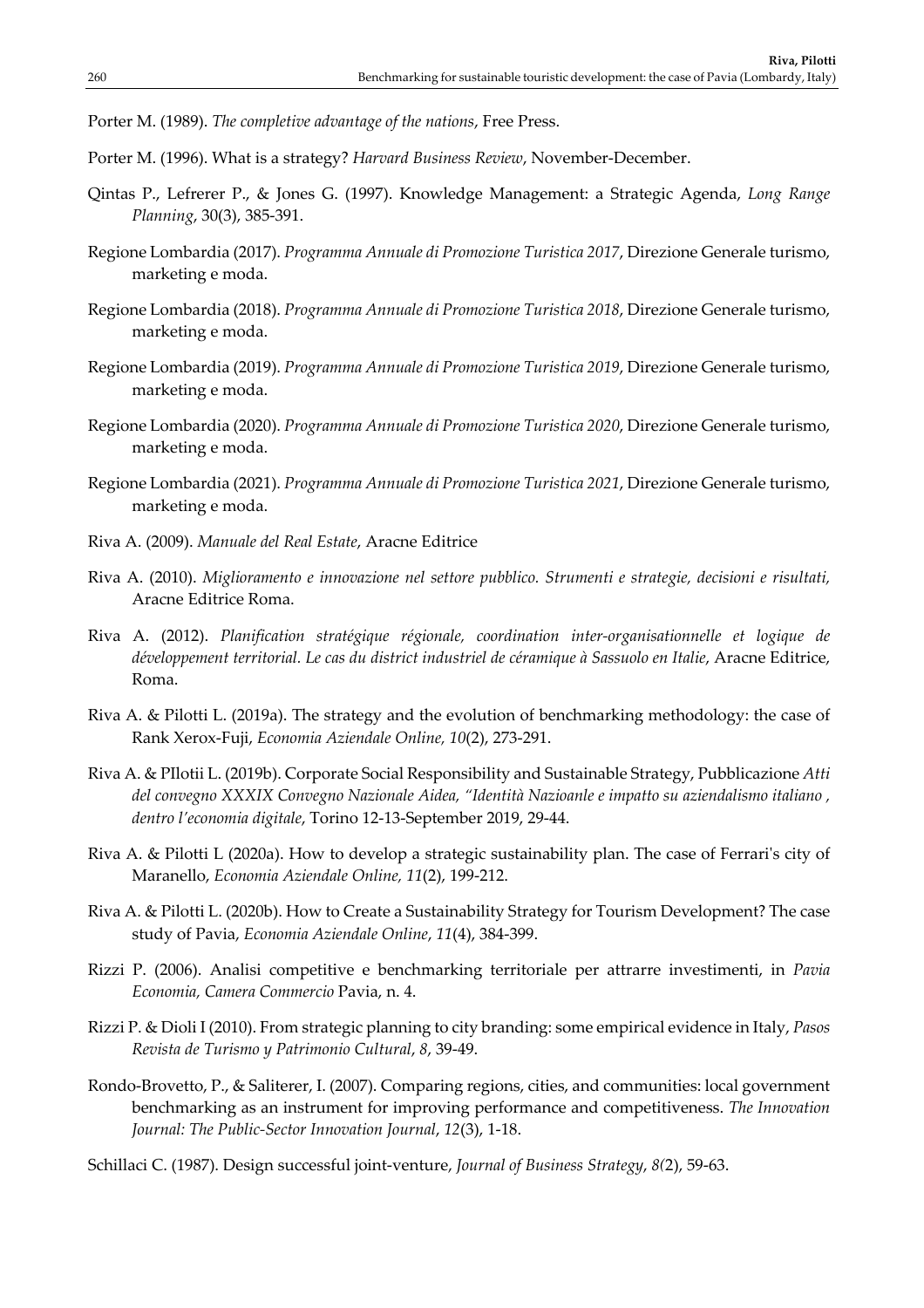Porter M. (1989). *The completive advantage of the nations*, Free Press.

Porter M. (1996). What is a strategy? *Harvard Business Review*, November-December.

Qintas P., Lefrerer P., & Jones G. (1997). Knowledge Management: a Strategic Agenda, *Long Range Planning*, 30(3), 385-391.

Regione Lombardia (2017). *Programma Annuale di Promozione Turistica 2017*, Direzione Generale turismo, marketing e moda.

Regione Lombardia (2018). *Programma Annuale di Promozione Turistica 2018*, Direzione Generale turismo, marketing e moda.

Regione Lombardia (2019). *Programma Annuale di Promozione Turistica 2019*, Direzione Generale turismo, marketing e moda.

Regione Lombardia (2020). *Programma Annuale di Promozione Turistica 2020*, Direzione Generale turismo, marketing e moda.

Regione Lombardia (2021). *Programma Annuale di Promozione Turistica 2021*, Direzione Generale turismo, marketing e moda.

Riva A. (2009). *Manuale del Real Estate*, Aracne Editrice

Riva A. (2010). *Miglioramento e innovazione nel settore pubblico. Strumenti e strategie, decisioni e risultati,* Aracne Editrice Roma.

Riva A. (2012). *Planification stratégique régionale, coordination inter-organisationnelle et logique de développement territorial. Le cas du district industriel de céramique à Sassuolo en Italie*, Aracne Editrice, Roma.

Riva A. & Pilotti L. (2019a). The strategy and the evolution of benchmarking methodology: the case of Rank Xerox-Fuji, *Economia Aziendale Online, 10*(2), 273-291.

Riva A. & PIlotii L. (2019b). Corporate Social Responsibility and Sustainable Strategy, Pubblicazione *Atti del convegno XXXIX Convegno Nazionale Aidea, "Identità Nazioanle e impatto su aziendalismo italiano , dentro l'economia digitale*, Torino 12-13-September 2019, 29-44.

Riva A. & Pilotti L (2020a). How to develop a strategic sustainability plan. The case of Ferrari's city of Maranello, *Economia Aziendale Online, 11*(2), 199-212.

Riva A. & Pilotti L. (2020b). How to Create a Sustainability Strategy for Tourism Development? The case study of Pavia, *Economia Aziendale Online*, *11*(4), 384-399.

Rizzi P. (2006). Analisi competitive e benchmarking territoriale per attrarre investimenti, in *Pavia Economia, Camera Commercio* Pavia, n. 4.

Rizzi P. & Dioli I (2010). From strategic planning to city branding: some empirical evidence in Italy, *Pasos Revista de Turismo y Patrimonio Cultural*, *8*, 39-49.

Rondo-Brovetto, P., & Saliterer, I. (2007). Comparing regions, cities, and communities: local government benchmarking as an instrument for improving performance and competitiveness. *The Innovation Journal: The Public-Sector Innovation Journal*, *12*(3), 1-18.

Schillaci C. (1987). Design successful joint-venture, *Journal of Business Strategy*, *8(*2), 59-63.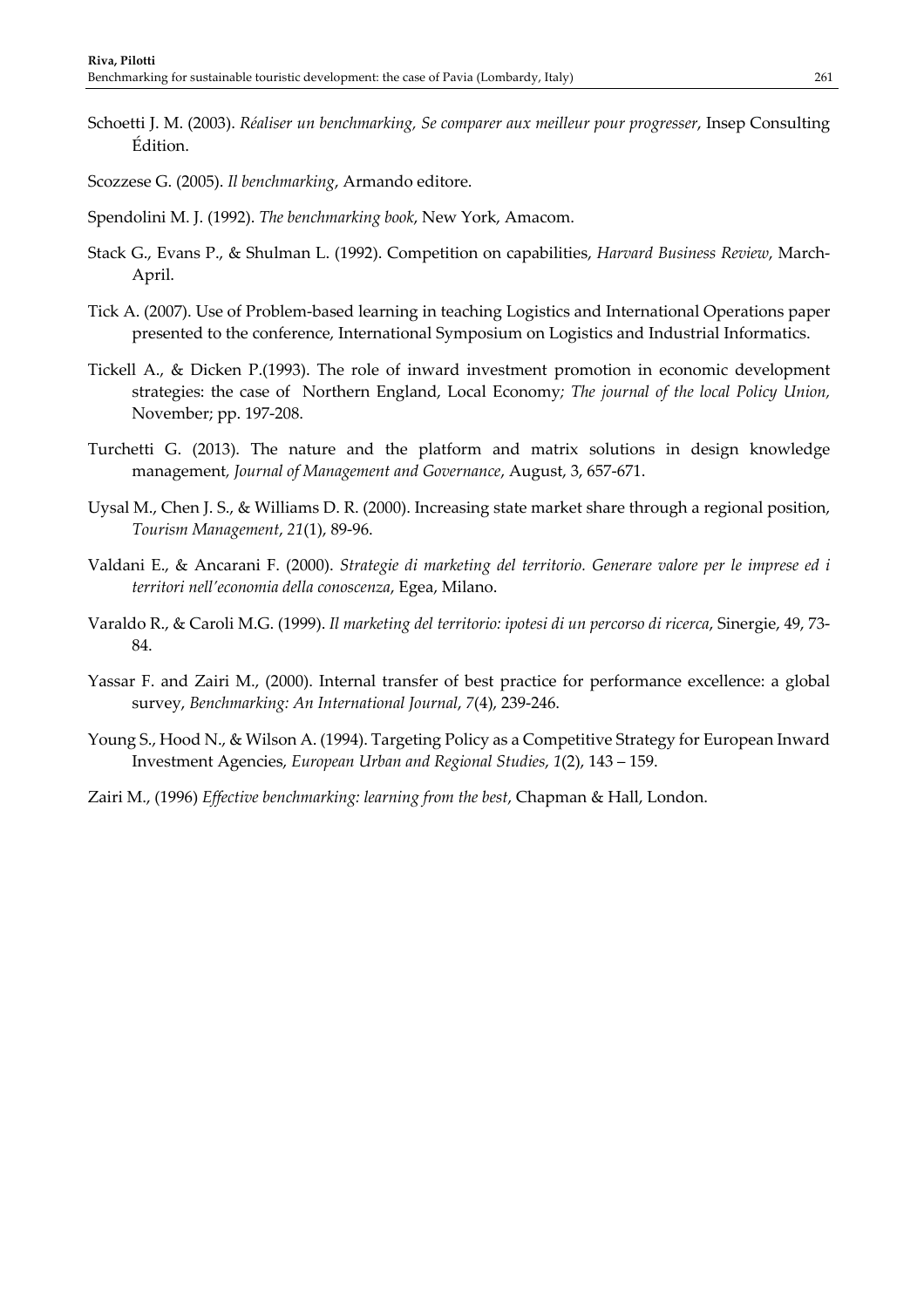Schoetti J. M. (2003). *Réaliser un benchmarking, Se comparer aux meilleur pour progresser*, Insep Consulting Édition.

Scozzese G. (2005). *Il benchmarking*, Armando editore.

Spendolini M. J. (1992). *The benchmarking book*, New York, Amacom.

Stack G., Evans P., & Shulman L. (1992). Competition on capabilities, *Harvard Business Review*, March-April.

Tick A. (2007). Use of Problem-based learning in teaching Logistics and International Operations paper presented to the conference, International Symposium on Logistics and Industrial Informatics.

Tickell A., & Dicken P.(1993). The role of inward investment promotion in economic development strategies: the case of Northern England, Local Economy*; The journal of the local Policy Union,* November; pp. 197-208.

Turchetti G. (2013). The nature and the platform and matrix solutions in design knowledge management*, Journal of Management and Governance*, August, 3, 657-671.

Uysal M., Chen J. S., & Williams D. R. (2000). Increasing state market share through a regional position, *Tourism Management*, *21*(1), 89-96.

Valdani E., & Ancarani F. (2000). *Strategie di marketing del territorio. Generare valore per le imprese ed i territori nell'economia della conoscenza*, Egea, Milano.

Varaldo R., & Caroli M.G. (1999). *Il marketing del territorio: ipotesi di un percorso di ricerca*, Sinergie, 49, 73-84.

Yassar F. and Zairi M., (2000). Internal transfer of best practice for performance excellence: a global survey, *Benchmarking: An International Journal*, *7*(4), 239-246.

Young S., Hood N., & Wilson A. (1994). Targeting Policy as a Competitive Strategy for European Inward Investment Agencies, *European Urban and Regional Studies*, *1*(2), 143 – 159.

Zairi M., (1996) *Effective benchmarking: learning from the best*, Chapman & Hall, London.